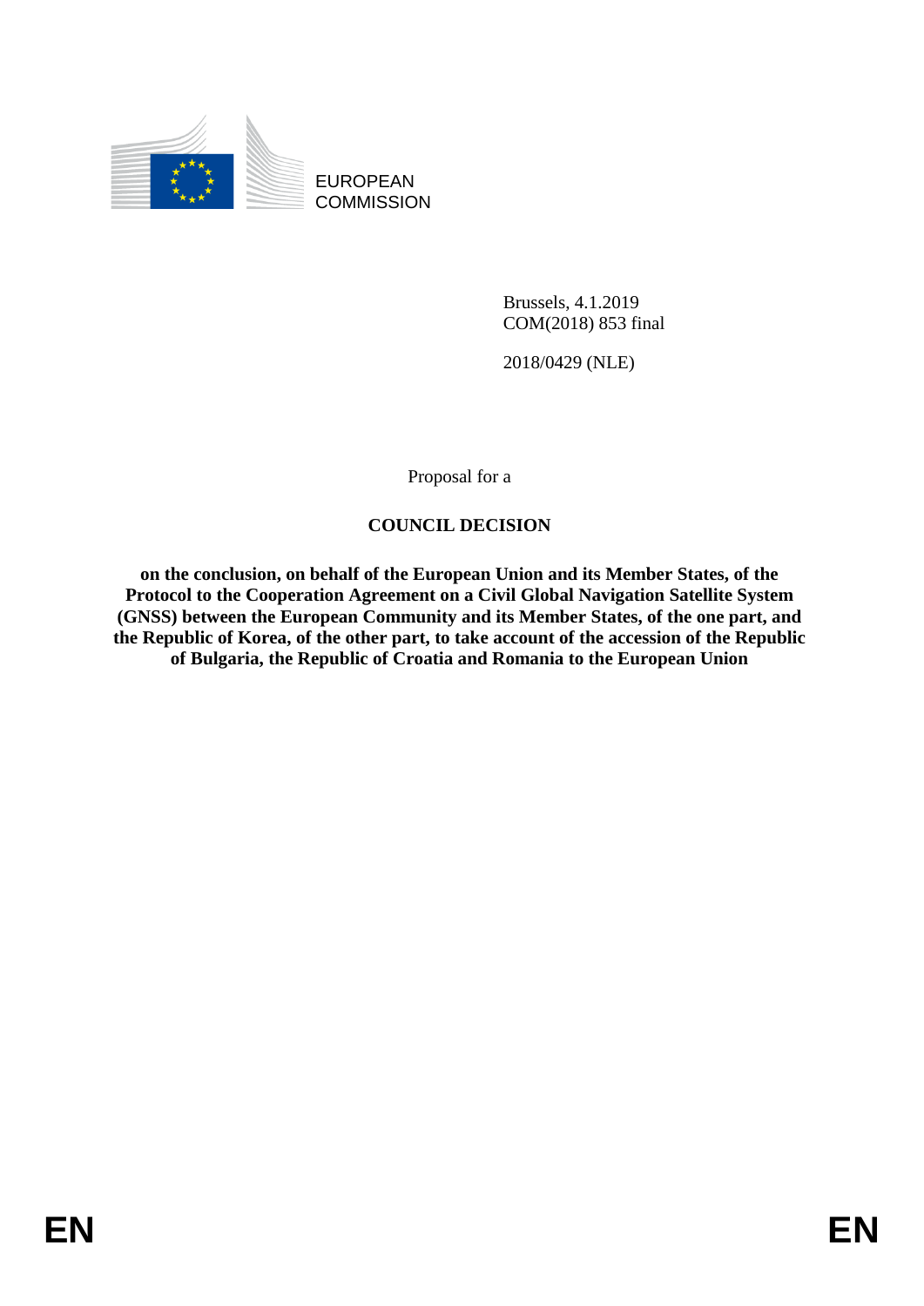EUROPEAN COMMISSION

Brussels, 4.1.2019
COM(2018) 853 final

2018/0429 (NLE)

Proposal for a

# COUNCIL DECISION

**on the conclusion, on behalf of the European Union and its Member States, of the Protocol to the Cooperation Agreement on a Civil Global Navigation Satellite System (GNSS) between the European Community and its Member States, of the one part, and the Republic of Korea, of the other part, to take account of the accession of the Republic of Bulgaria, the Republic of Croatia and Romania to the European Union**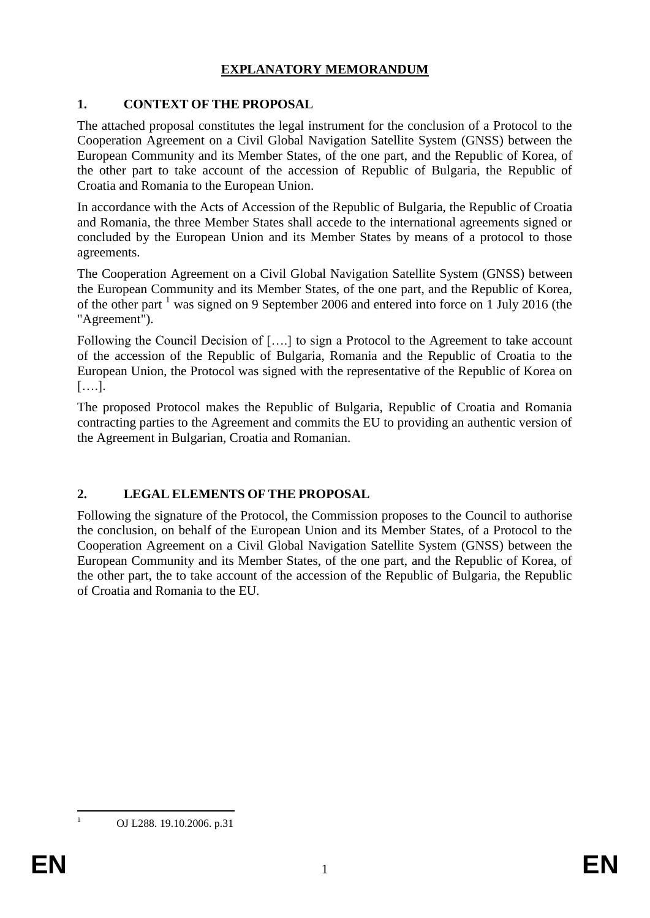# EXPLANATORY MEMORANDUM

## 1. CONTEXT OF THE PROPOSAL

The attached proposal constitutes the legal instrument for the conclusion of a Protocol to the Cooperation Agreement on a Civil Global Navigation Satellite System (GNSS) between the European Community and its Member States, of the one part, and the Republic of Korea, of the other part to take account of the accession of Republic of Bulgaria, the Republic of Croatia and Romania to the European Union.

In accordance with the Acts of Accession of the Republic of Bulgaria, the Republic of Croatia and Romania, the three Member States shall accede to the international agreements signed or concluded by the European Union and its Member States by means of a protocol to those agreements.

The Cooperation Agreement on a Civil Global Navigation Satellite System (GNSS) between the European Community and its Member States, of the one part, and the Republic of Korea, of the other part [1] was signed on 9 September 2006 and entered into force on 1 July 2016 (the "Agreement").

Following the Council Decision of [….] to sign a Protocol to the Agreement to take account of the accession of the Republic of Bulgaria, Romania and the Republic of Croatia to the European Union, the Protocol was signed with the representative of the Republic of Korea on [….].

The proposed Protocol makes the Republic of Bulgaria, Republic of Croatia and Romania contracting parties to the Agreement and commits the EU to providing an authentic version of the Agreement in Bulgarian, Croatia and Romanian.

## 2. LEGAL ELEMENTS OF THE PROPOSAL

Following the signature of the Protocol, the Commission proposes to the Council to authorise the conclusion, on behalf of the European Union and its Member States, of a Protocol to the Cooperation Agreement on a Civil Global Navigation Satellite System (GNSS) between the European Community and its Member States, of the one part, and the Republic of Korea, of the other part, the to take account of the accession of the Republic of Bulgaria, the Republic of Croatia and Romania to the EU.

---

[1] OJ L288. 19.10.2006. p.31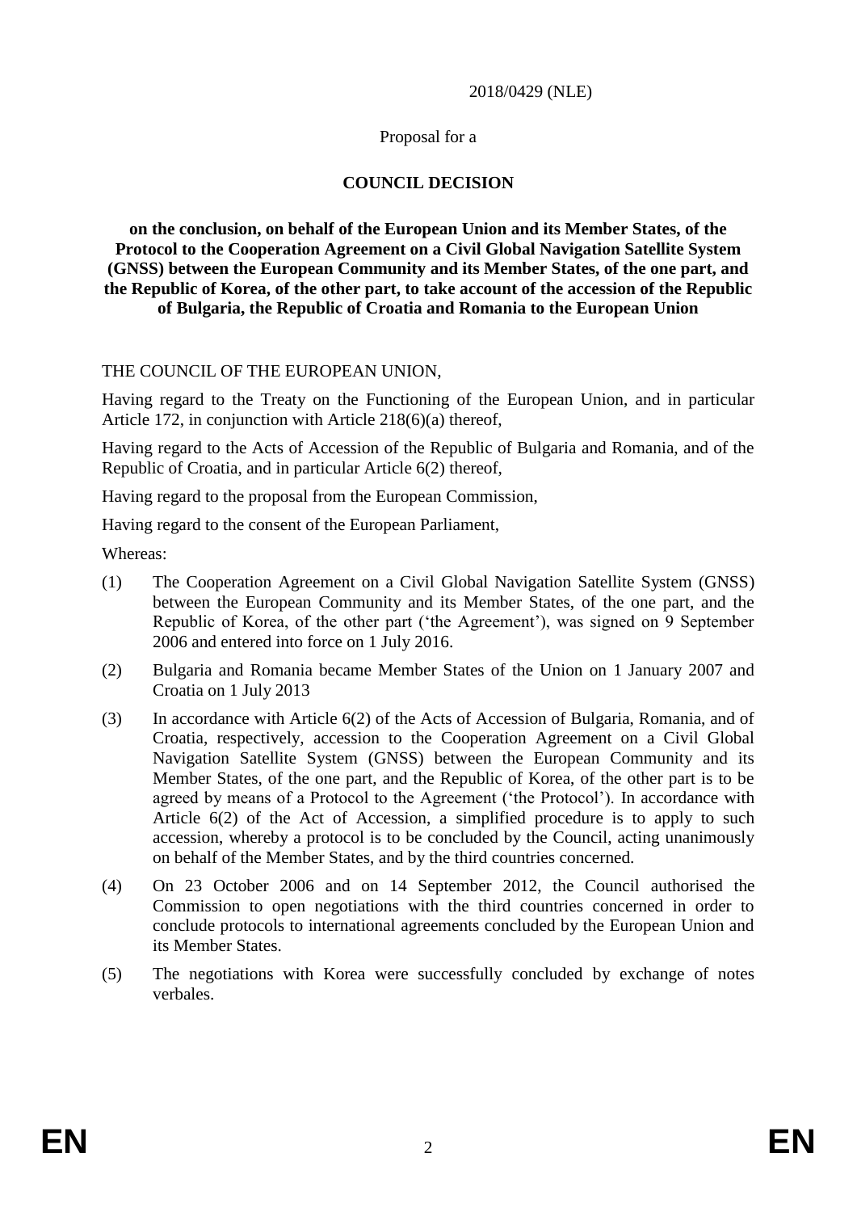2018/0429 (NLE)

Proposal for a

# COUNCIL DECISION

**on the conclusion, on behalf of the European Union and its Member States, of the Protocol to the Cooperation Agreement on a Civil Global Navigation Satellite System (GNSS) between the European Community and its Member States, of the one part, and the Republic of Korea, of the other part, to take account of the accession of the Republic of Bulgaria, the Republic of Croatia and Romania to the European Union**

THE COUNCIL OF THE EUROPEAN UNION,

Having regard to the Treaty on the Functioning of the European Union, and in particular Article 172, in conjunction with Article 218(6)(a) thereof,

Having regard to the Acts of Accession of the Republic of Bulgaria and Romania, and of the Republic of Croatia, and in particular Article 6(2) thereof,

Having regard to the proposal from the European Commission,

Having regard to the consent of the European Parliament,

Whereas:

(1) The Cooperation Agreement on a Civil Global Navigation Satellite System (GNSS) between the European Community and its Member States, of the one part, and the Republic of Korea, of the other part ('the Agreement'), was signed on 9 September 2006 and entered into force on 1 July 2016.

(2) Bulgaria and Romania became Member States of the Union on 1 January 2007 and Croatia on 1 July 2013

(3) In accordance with Article 6(2) of the Acts of Accession of Bulgaria, Romania, and of Croatia, respectively, accession to the Cooperation Agreement on a Civil Global Navigation Satellite System (GNSS) between the European Community and its Member States, of the one part, and the Republic of Korea, of the other part is to be agreed by means of a Protocol to the Agreement ('the Protocol'). In accordance with Article 6(2) of the Act of Accession, a simplified procedure is to apply to such accession, whereby a protocol is to be concluded by the Council, acting unanimously on behalf of the Member States, and by the third countries concerned.

(4) On 23 October 2006 and on 14 September 2012, the Council authorised the Commission to open negotiations with the third countries concerned in order to conclude protocols to international agreements concluded by the European Union and its Member States.

(5) The negotiations with Korea were successfully concluded by exchange of notes verbales.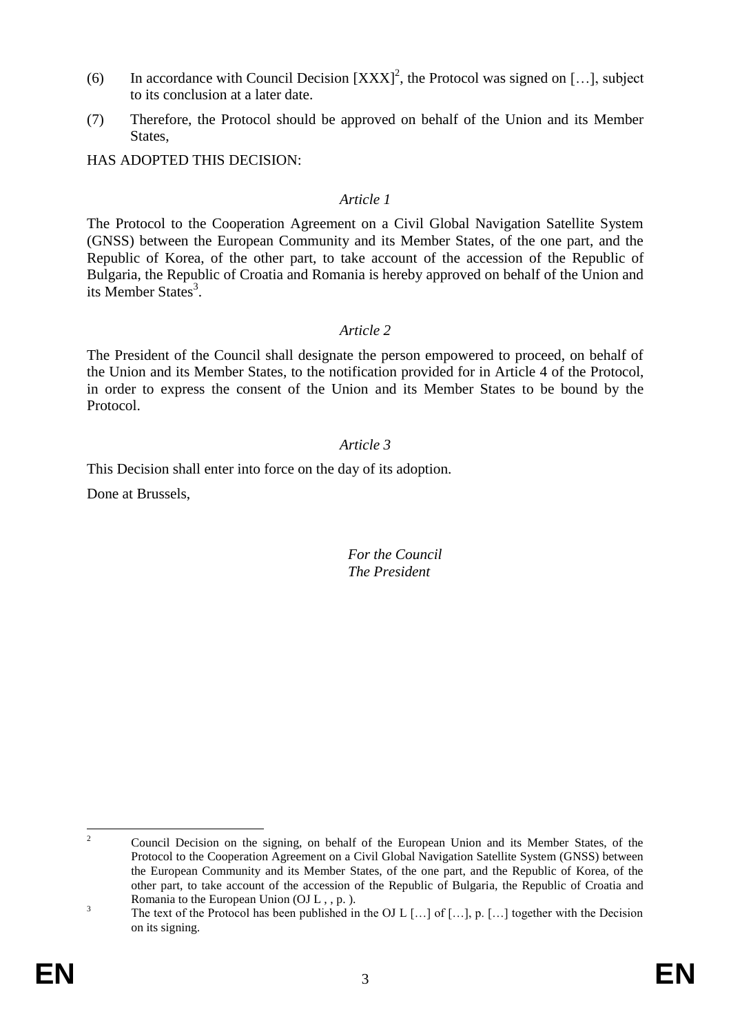(6) In accordance with Council Decision [XXX][2], the Protocol was signed on […], subject to its conclusion at a later date.

(7) Therefore, the Protocol should be approved on behalf of the Union and its Member States,

HAS ADOPTED THIS DECISION:

*Article 1*

The Protocol to the Cooperation Agreement on a Civil Global Navigation Satellite System (GNSS) between the European Community and its Member States, of the one part, and the Republic of Korea, of the other part, to take account of the accession of the Republic of Bulgaria, the Republic of Croatia and Romania is hereby approved on behalf of the Union and its Member States[3].

*Article 2*

The President of the Council shall designate the person empowered to proceed, on behalf of the Union and its Member States, to the notification provided for in Article 4 of the Protocol, in order to express the consent of the Union and its Member States to be bound by the Protocol.

*Article 3*

This Decision shall enter into force on the day of its adoption.

Done at Brussels,

*For the Council*
*The President*

---

[2] Council Decision on the signing, on behalf of the European Union and its Member States, of the Protocol to the Cooperation Agreement on a Civil Global Navigation Satellite System (GNSS) between the European Community and its Member States, of the one part, and the Republic of Korea, of the other part, to take account of the accession of the Republic of Bulgaria, the Republic of Croatia and Romania to the European Union (OJ L , , p. ).

[3] The text of the Protocol has been published in the OJ L […] of […], p. […] together with the Decision on its signing.